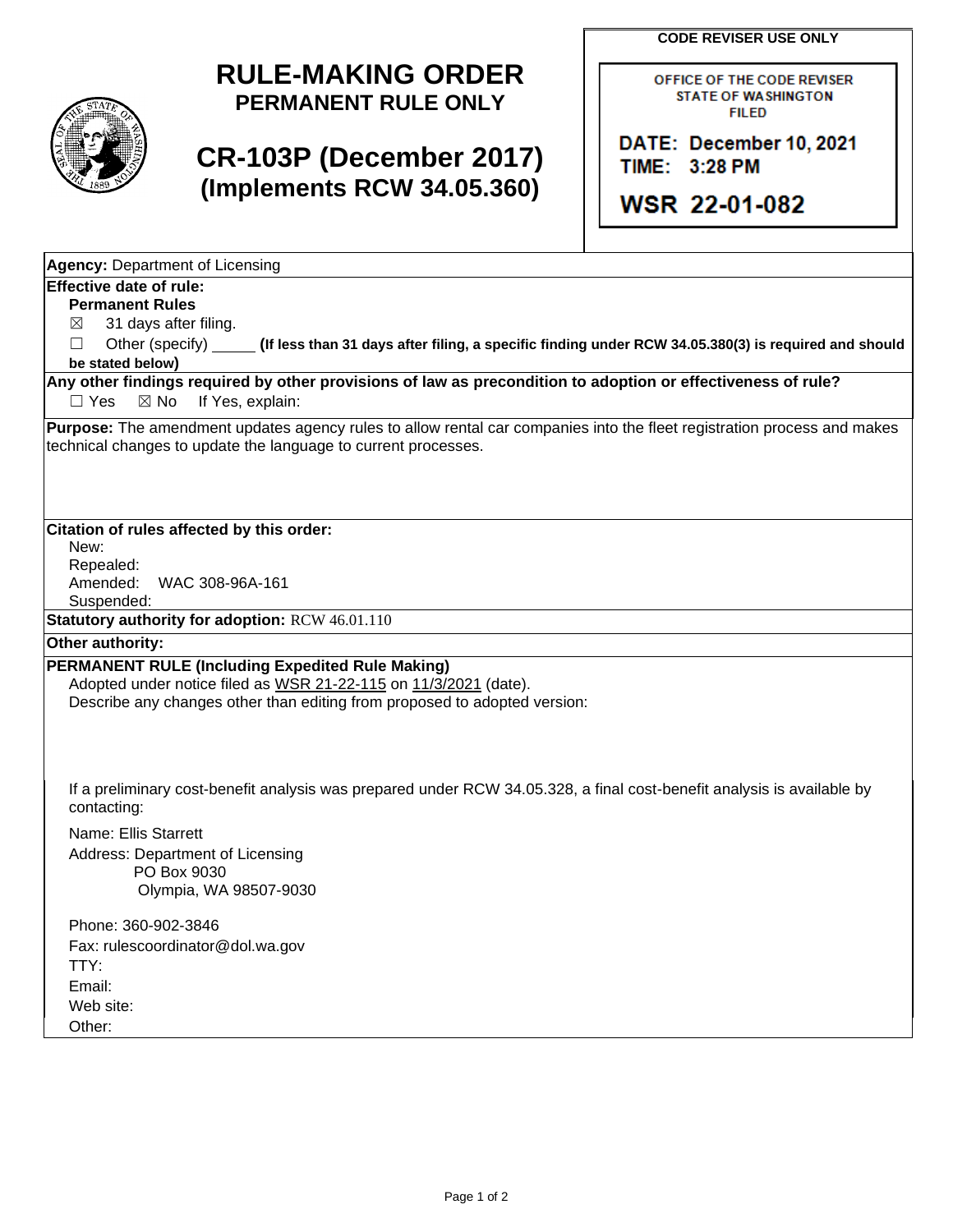# RULE-MAKING ORDER
**PERMANENT RULE ONLY**

# CR-103P (December 2017)
**(Implements RCW 34.05.360)**

**CODE REVISER USE ONLY**

OFFICE OF THE CODE REVISER
STATE OF WASHINGTON
FILED

DATE: December 10, 2021
TIME: 3:28 PM

WSR 22-01-082

**Agency:** Department of Licensing

**Effective date of rule:**
**Permanent Rules**
☒ 31 days after filing.
☐ Other (specify) _____ **(If less than 31 days after filing, a specific finding under RCW 34.05.380(3) is required and should be stated below)**

**Any other findings required by other provisions of law as precondition to adoption or effectiveness of rule?**
☐ Yes ☒ No If Yes, explain:

**Purpose:** The amendment updates agency rules to allow rental car companies into the fleet registration process and makes technical changes to update the language to current processes.

**Citation of rules affected by this order:**
New:
Repealed:
Amended: WAC 308-96A-161
Suspended:

**Statutory authority for adoption:** RCW 46.01.110

**Other authority:**

**PERMANENT RULE (Including Expedited Rule Making)**
Adopted under notice filed as WSR 21-22-115 on 11/3/2021 (date).
Describe any changes other than editing from proposed to adopted version:

If a preliminary cost-benefit analysis was prepared under RCW 34.05.328, a final cost-benefit analysis is available by contacting:

Name: Ellis Starrett
Address: Department of Licensing
PO Box 9030
Olympia, WA 98507-9030

Phone: 360-902-3846
Fax: rulescoordinator@dol.wa.gov
TTY:
Email:
Web site:
Other: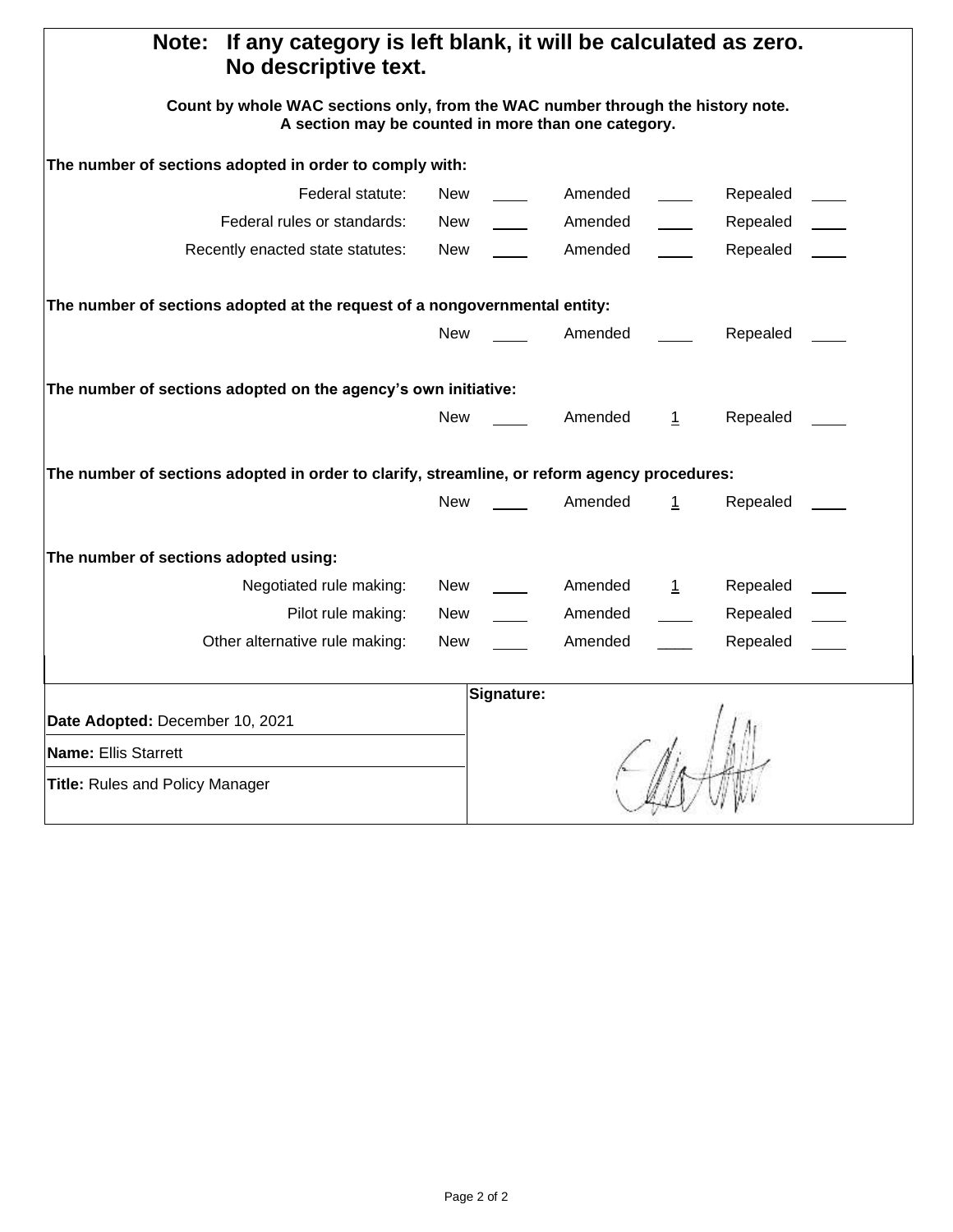**Note: If any category is left blank, it will be calculated as zero. No descriptive text.**

**Count by whole WAC sections only, from the WAC number through the history note. A section may be counted in more than one category.**

**The number of sections adopted in order to comply with:**

| | New | | Amended | | Repealed | |
|---|---|---|---|---|---|---|
| Federal statute: | New | | Amended | | Repealed | |
| Federal rules or standards: | New | | Amended | | Repealed | |
| Recently enacted state statutes: | New | | Amended | | Repealed | |

**The number of sections adopted at the request of a nongovernmental entity:**

| | | | | | |
|---|---|---|---|---|---|
| New | | Amended | | Repealed | |

**The number of sections adopted on the agency's own initiative:**

| | | | | | |
|---|---|---|---|---|---|
| New | | Amended | 1 | Repealed | |

**The number of sections adopted in order to clarify, streamline, or reform agency procedures:**

| | | | | | |
|---|---|---|---|---|---|
| New | | Amended | 1 | Repealed | |

**The number of sections adopted using:**

| | | | | | | |
|---|---|---|---|---|---|---|
| Negotiated rule making: | New | | Amended | 1 | Repealed | |
| Pilot rule making: | New | | Amended | | Repealed | |
| Other alternative rule making: | New | | Amended | | Repealed | |

**Date Adopted:** December 10, 2021

**Name:** Ellis Starrett

**Title:** Rules and Policy Manager

**Signature:**